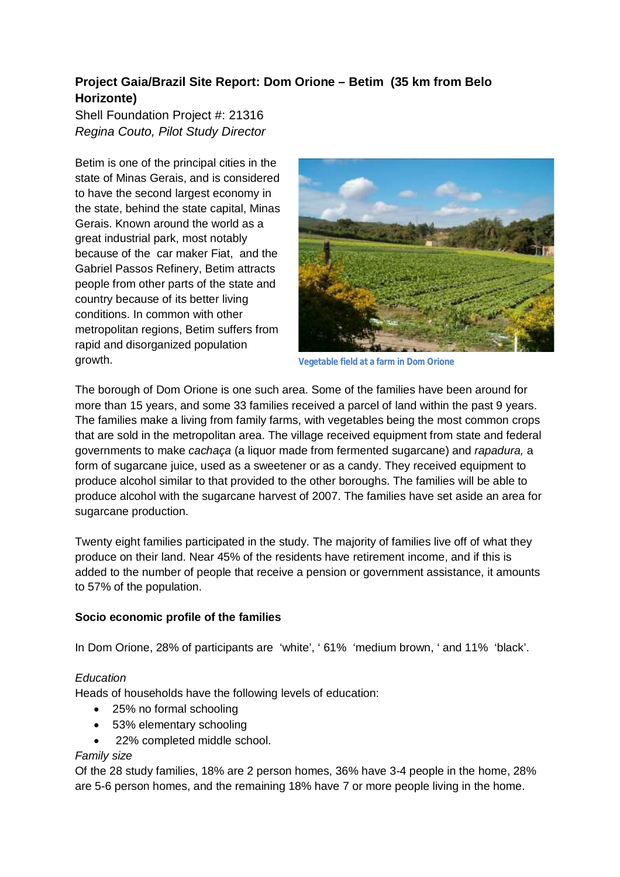**Project Gaia/Brazil Site Report: Dom Orione – Betim (35 km from Belo Horizonte)**

Shell Foundation Project #: 21316

*Regina Couto, Pilot Study Director*

Betim is one of the principal cities in the state of Minas Gerais, and is considered to have the second largest economy in the state, behind the state capital, Minas Gerais. Known around the world as a great industrial park, most notably because of the car maker Fiat, and the Gabriel Passos Refinery, Betim attracts people from other parts of the state and country because of its better living conditions. In common with other metropolitan regions, Betim suffers from rapid and disorganized population growth.

Vegetable field at a farm in Dom Orione

The borough of Dom Orione is one such area. Some of the families have been around for more than 15 years, and some 33 families received a parcel of land within the past 9 years. The families make a living from family farms, with vegetables being the most common crops that are sold in the metropolitan area. The village received equipment from state and federal governments to make *cachaça* (a liquor made from fermented sugarcane) and *rapadura,* a form of sugarcane juice, used as a sweetener or as a candy. They received equipment to produce alcohol similar to that provided to the other boroughs. The families will be able to produce alcohol with the sugarcane harvest of 2007. The families have set aside an area for sugarcane production.

Twenty eight families participated in the study. The majority of families live off of what they produce on their land. Near 45% of the residents have retirement income, and if this is added to the number of people that receive a pension or government assistance, it amounts to 57% of the population.

**Socio economic profile of the families**

In Dom Orione, 28% of participants are 'white', ' 61% 'medium brown, ' and 11% 'black'.

*Education*

Heads of households have the following levels of education:

- 25% no formal schooling
- 53% elementary schooling
- 22% completed middle school.

*Family size*

Of the 28 study families, 18% are 2 person homes, 36% have 3-4 people in the home, 28% are 5-6 person homes, and the remaining 18% have 7 or more people living in the home.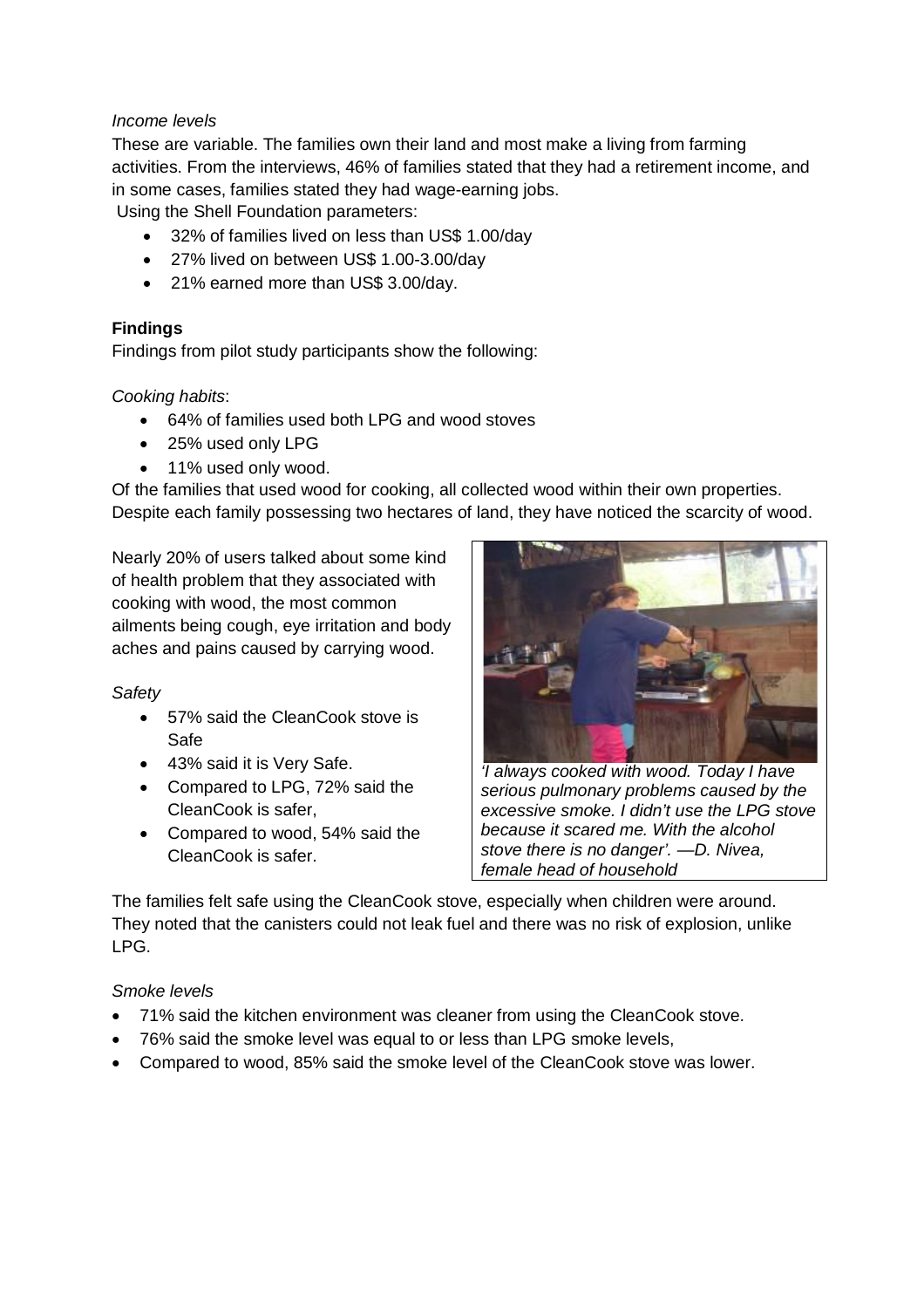*Income levels*

These are variable. The families own their land and most make a living from farming activities. From the interviews, 46% of families stated that they had a retirement income, and in some cases, families stated they had wage-earning jobs.

Using the Shell Foundation parameters:

- 32% of families lived on less than US$ 1.00/day
- 27% lived on between US$ 1.00-3.00/day
- 21% earned more than US$ 3.00/day.

**Findings**

Findings from pilot study participants show the following:

*Cooking habits*:

- 64% of families used both LPG and wood stoves
- 25% used only LPG
- 11% used only wood.

Of the families that used wood for cooking, all collected wood within their own properties. Despite each family possessing two hectares of land, they have noticed the scarcity of wood.

Nearly 20% of users talked about some kind of health problem that they associated with cooking with wood, the most common ailments being cough, eye irritation and body aches and pains caused by carrying wood.

*'I always cooked with wood. Today I have serious pulmonary problems caused by the excessive smoke. I didn't use the LPG stove because it scared me. With the alcohol stove there is no danger'. —D. Nivea, female head of household*

*Safety*

- 57% said the CleanCook stove is Safe
- 43% said it is Very Safe.
- Compared to LPG, 72% said the CleanCook is safer,
- Compared to wood, 54% said the CleanCook is safer.

The families felt safe using the CleanCook stove, especially when children were around. They noted that the canisters could not leak fuel and there was no risk of explosion, unlike LPG.

*Smoke levels*

- 71% said the kitchen environment was cleaner from using the CleanCook stove.
- 76% said the smoke level was equal to or less than LPG smoke levels,
- Compared to wood, 85% said the smoke level of the CleanCook stove was lower.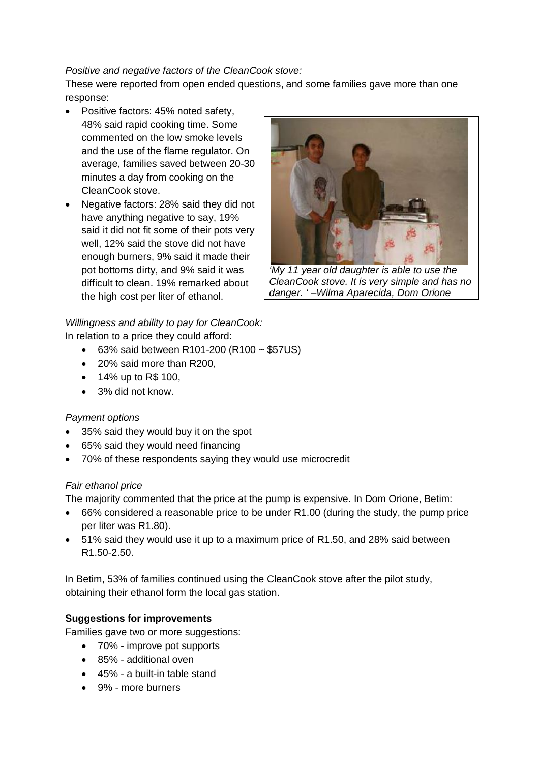*Positive and negative factors of the CleanCook stove:*

These were reported from open ended questions, and some families gave more than one response:

- Positive factors: 45% noted safety, 48% said rapid cooking time. Some commented on the low smoke levels and the use of the flame regulator. On average, families saved between 20-30 minutes a day from cooking on the CleanCook stove.
- Negative factors: 28% said they did not have anything negative to say, 19% said it did not fit some of their pots very well, 12% said the stove did not have enough burners, 9% said it made their pot bottoms dirty, and 9% said it was difficult to clean. 19% remarked about the high cost per liter of ethanol.

*'My 11 year old daughter is able to use the CleanCook stove. It is very simple and has no danger. ' –Wilma Aparecida, Dom Orione*

*Willingness and ability to pay for CleanCook:*

In relation to a price they could afford:

- 63% said between R101-200 (R100 ~ $57US)
- 20% said more than R200,
- 14% up to R$ 100,
- 3% did not know.

*Payment options*

- 35% said they would buy it on the spot
- 65% said they would need financing
- 70% of these respondents saying they would use microcredit

*Fair ethanol price*

The majority commented that the price at the pump is expensive. In Dom Orione, Betim:

- 66% considered a reasonable price to be under R1.00 (during the study, the pump price per liter was R1.80).
- 51% said they would use it up to a maximum price of R1.50, and 28% said between R1.50-2.50.

In Betim, 53% of families continued using the CleanCook stove after the pilot study, obtaining their ethanol form the local gas station.

**Suggestions for improvements**

Families gave two or more suggestions:

- 70% - improve pot supports
- 85% - additional oven
- 45% - a built-in table stand
- 9% - more burners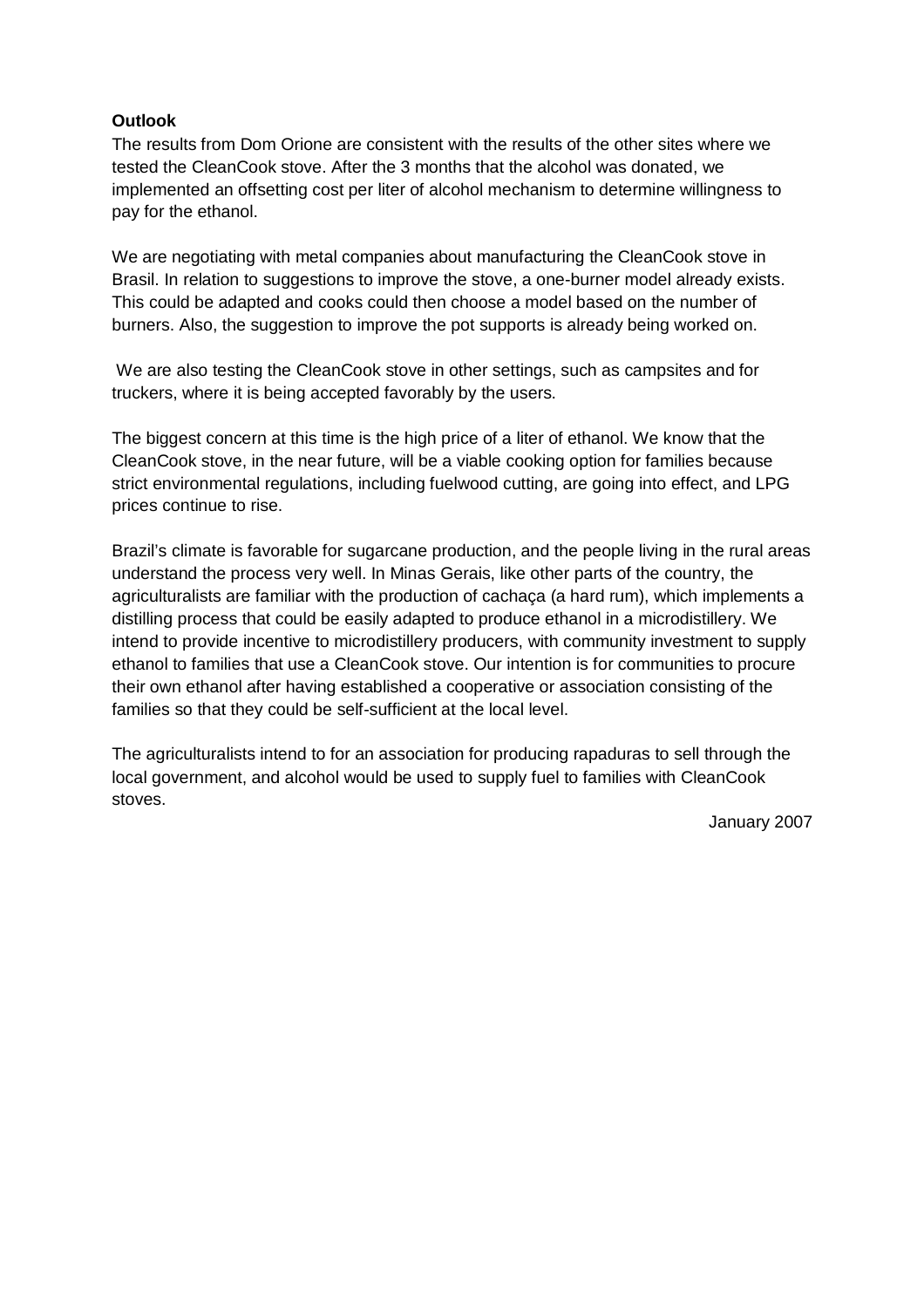**Outlook**

The results from Dom Orione are consistent with the results of the other sites where we tested the CleanCook stove. After the 3 months that the alcohol was donated, we implemented an offsetting cost per liter of alcohol mechanism to determine willingness to pay for the ethanol.

We are negotiating with metal companies about manufacturing the CleanCook stove in Brasil. In relation to suggestions to improve the stove, a one-burner model already exists. This could be adapted and cooks could then choose a model based on the number of burners. Also, the suggestion to improve the pot supports is already being worked on.

We are also testing the CleanCook stove in other settings, such as campsites and for truckers, where it is being accepted favorably by the users.

The biggest concern at this time is the high price of a liter of ethanol. We know that the CleanCook stove, in the near future, will be a viable cooking option for families because strict environmental regulations, including fuelwood cutting, are going into effect, and LPG prices continue to rise.

Brazil's climate is favorable for sugarcane production, and the people living in the rural areas understand the process very well. In Minas Gerais, like other parts of the country, the agriculturalists are familiar with the production of cachaça (a hard rum), which implements a distilling process that could be easily adapted to produce ethanol in a microdistillery. We intend to provide incentive to microdistillery producers, with community investment to supply ethanol to families that use a CleanCook stove. Our intention is for communities to procure their own ethanol after having established a cooperative or association consisting of the families so that they could be self-sufficient at the local level.

The agriculturalists intend to for an association for producing rapaduras to sell through the local government, and alcohol would be used to supply fuel to families with CleanCook stoves.

January 2007